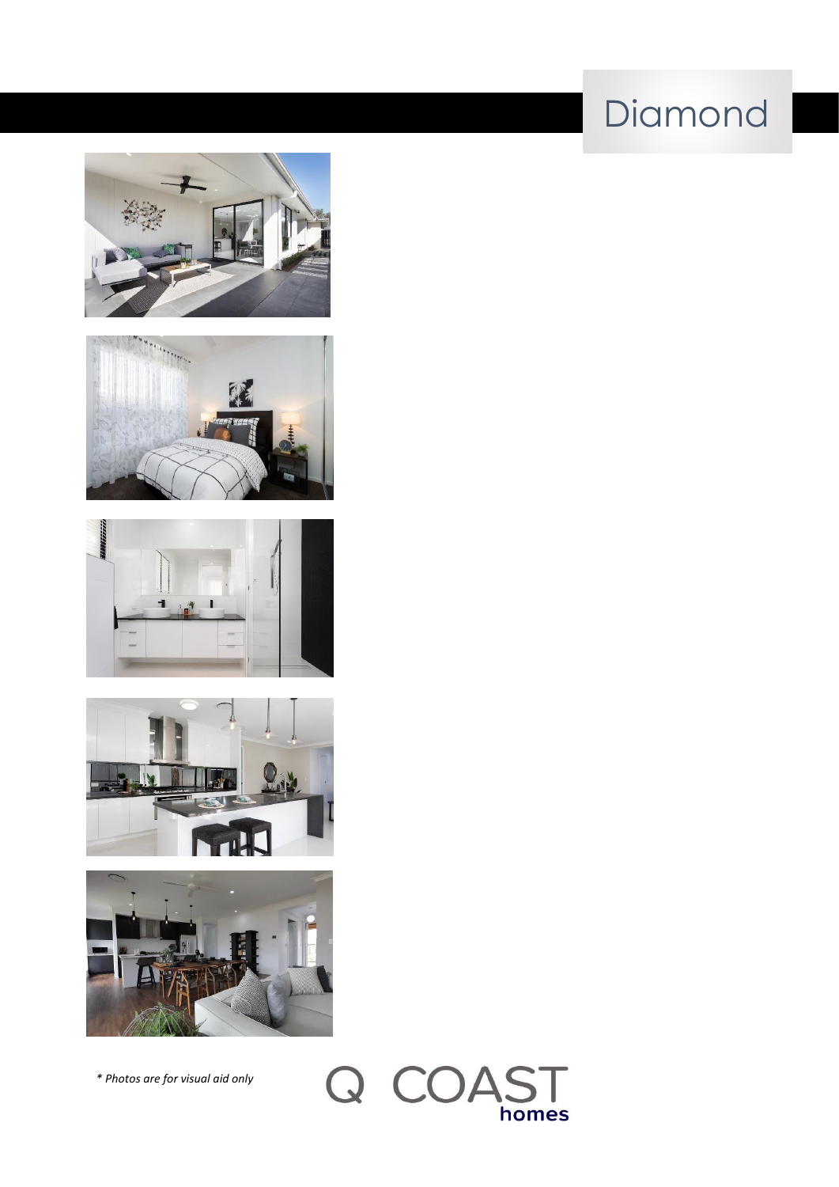# Diamond

*\* Photos are for visual aid only*

Q COAST homes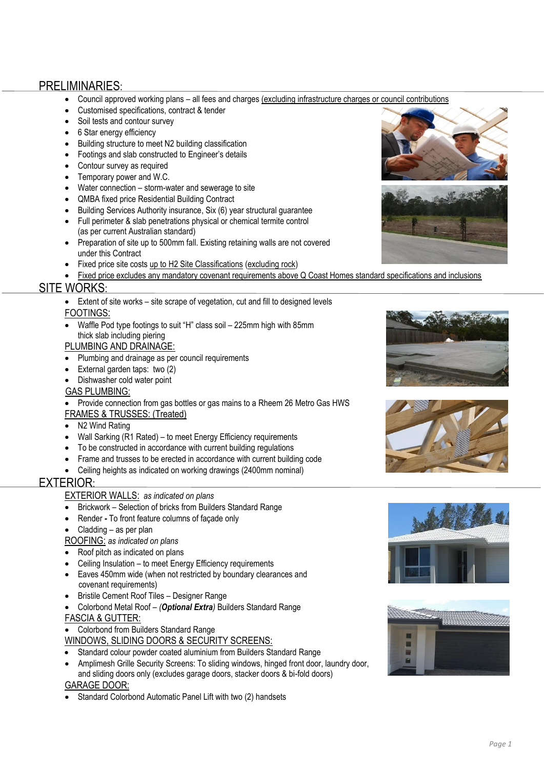## PRELIMINARIES:

- Council approved working plans – all fees and charges (excluding infrastructure charges or council contributions
- Customised specifications, contract & tender
- Soil tests and contour survey
- 6 Star energy efficiency
- Building structure to meet N2 building classification
- Footings and slab constructed to Engineer's details
- Contour survey as required
- Temporary power and W.C.
- Water connection – storm-water and sewerage to site
- QMBA fixed price Residential Building Contract
- Building Services Authority insurance, Six (6) year structural guarantee
- Full perimeter & slab penetrations physical or chemical termite control (as per current Australian standard)
- Preparation of site up to 500mm fall. Existing retaining walls are not covered under this Contract
- Fixed price site costs up to H2 Site Classifications (excluding rock)
- Fixed price excludes any mandatory covenant requirements above Q Coast Homes standard specifications and inclusions

## SITE WORKS:

- Extent of site works – site scrape of vegetation, cut and fill to designed levels

### FOOTINGS:

- Waffle Pod type footings to suit "H" class soil – 225mm high with 85mm thick slab including piering

### PLUMBING AND DRAINAGE:

- Plumbing and drainage as per council requirements
- External garden taps: two (2)
- Dishwasher cold water point

### GAS PLUMBING:

- Provide connection from gas bottles or gas mains to a Rheem 26 Metro Gas HWS

### FRAMES & TRUSSES: (Treated)

- N2 Wind Rating
- Wall Sarking (R1 Rated) – to meet Energy Efficiency requirements
- To be constructed in accordance with current building regulations
- Frame and trusses to be erected in accordance with current building code
- Ceiling heights as indicated on working drawings (2400mm nominal)

## EXTERIOR:

### EXTERIOR WALLS: *as indicated on plans*

- Brickwork – Selection of bricks from Builders Standard Range
- Render **-** To front feature columns of façade only
- Cladding – as per plan

### ROOFING: *as indicated on plans*

- Roof pitch as indicated on plans
- Ceiling Insulation – to meet Energy Efficiency requirements
- Eaves 450mm wide (when not restricted by boundary clearances and covenant requirements)
- Bristile Cement Roof Tiles – Designer Range
- Colorbond Metal Roof – (***Optional Extra***) Builders Standard Range

### FASCIA & GUTTER:

- Colorbond from Builders Standard Range

### WINDOWS, SLIDING DOORS & SECURITY SCREENS:

- Standard colour powder coated aluminium from Builders Standard Range
- Amplimesh Grille Security Screens: To sliding windows, hinged front door, laundry door, and sliding doors only (excludes garage doors, stacker doors & bi-fold doors)

### GARAGE DOOR:

- Standard Colorbond Automatic Panel Lift with two (2) handsets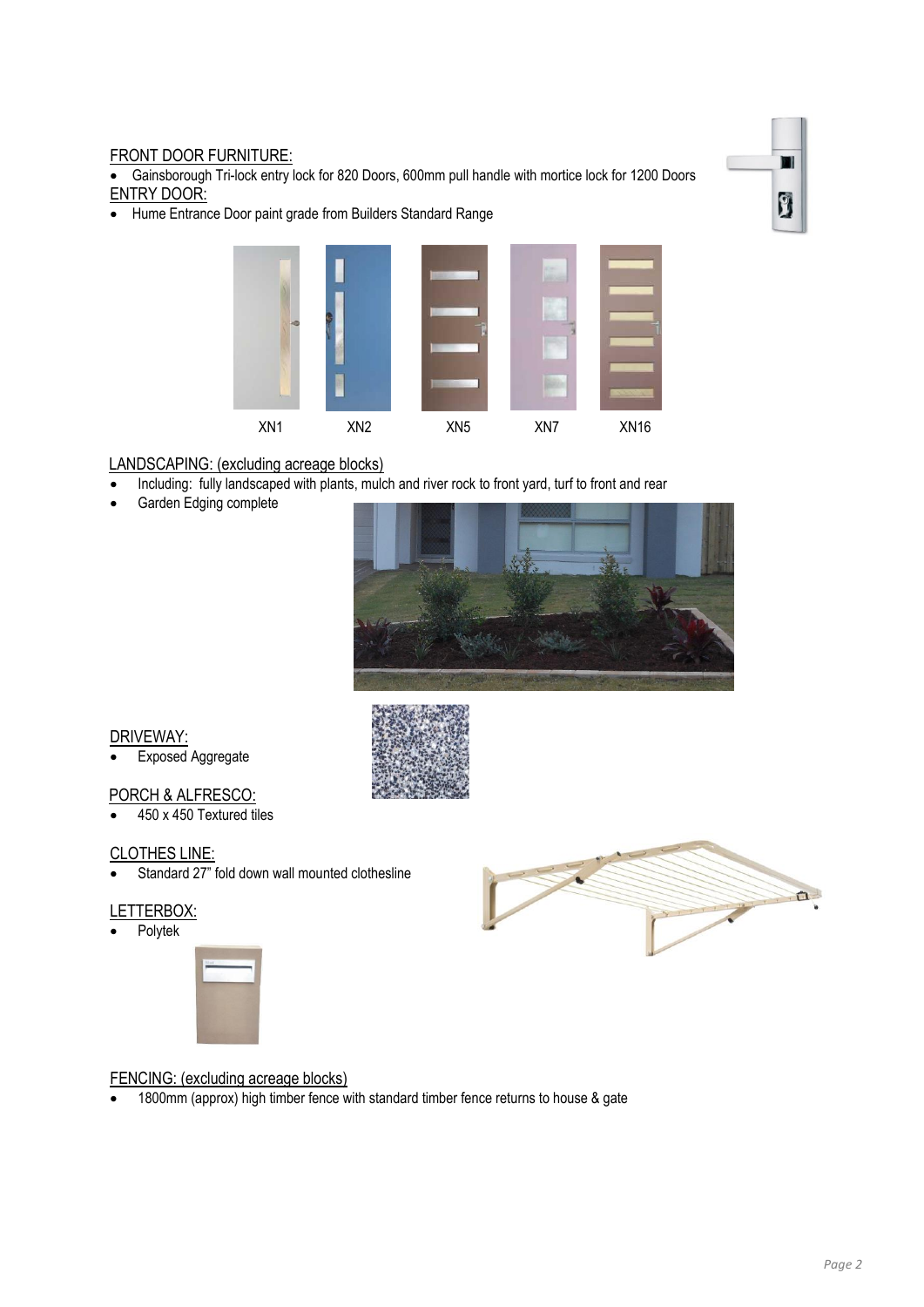FRONT DOOR FURNITURE:

- Gainsborough Tri-lock entry lock for 820 Doors, 600mm pull handle with mortice lock for 1200 Doors

ENTRY DOOR:

- Hume Entrance Door paint grade from Builders Standard Range

XN1 XN2 XN5 XN7 XN16

LANDSCAPING: (excluding acreage blocks)

- Including: fully landscaped with plants, mulch and river rock to front yard, turf to front and rear
- Garden Edging complete

DRIVEWAY:

- Exposed Aggregate

PORCH & ALFRESCO:

- 450 x 450 Textured tiles

CLOTHES LINE:

- Standard 27" fold down wall mounted clothesline

LETTERBOX:

- Polytek

FENCING: (excluding acreage blocks)

- 1800mm (approx) high timber fence with standard timber fence returns to house & gate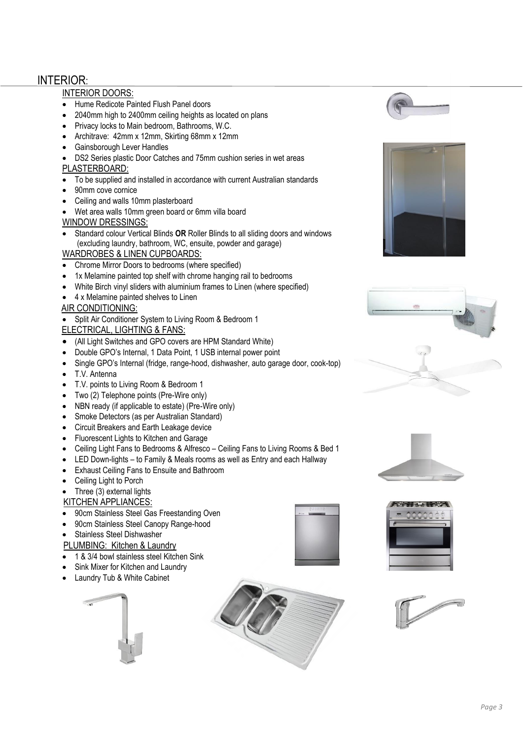# INTERIOR:

## INTERIOR DOORS:

- Hume Redicote Painted Flush Panel doors
- 2040mm high to 2400mm ceiling heights as located on plans
- Privacy locks to Main bedroom, Bathrooms, W.C.
- Architrave: 42mm x 12mm, Skirting 68mm x 12mm
- Gainsborough Lever Handles
- DS2 Series plastic Door Catches and 75mm cushion series in wet areas

## PLASTERBOARD:

- To be supplied and installed in accordance with current Australian standards
- 90mm cove cornice
- Ceiling and walls 10mm plasterboard
- Wet area walls 10mm green board or 6mm villa board

## WINDOW DRESSINGS:

- Standard colour Vertical Blinds **OR** Roller Blinds to all sliding doors and windows (excluding laundry, bathroom, WC, ensuite, powder and garage)

## WARDROBES & LINEN CUPBOARDS:

- Chrome Mirror Doors to bedrooms (where specified)
- 1x Melamine painted top shelf with chrome hanging rail to bedrooms
- White Birch vinyl sliders with aluminium frames to Linen (where specified)
- 4 x Melamine painted shelves to Linen

## AIR CONDITIONING:

- Split Air Conditioner System to Living Room & Bedroom 1

## ELECTRICAL, LIGHTING & FANS:

- (All Light Switches and GPO covers are HPM Standard White)
- Double GPO's Internal, 1 Data Point, 1 USB internal power point
- Single GPO's Internal (fridge, range-hood, dishwasher, auto garage door, cook-top)
- T.V. Antenna
- T.V. points to Living Room & Bedroom 1
- Two (2) Telephone points (Pre-Wire only)
- NBN ready (if applicable to estate) (Pre-Wire only)
- Smoke Detectors (as per Australian Standard)
- Circuit Breakers and Earth Leakage device
- Fluorescent Lights to Kitchen and Garage
- Ceiling Light Fans to Bedrooms & Alfresco – Ceiling Fans to Living Rooms & Bed 1
- LED Down-lights – to Family & Meals rooms as well as Entry and each Hallway
- Exhaust Ceiling Fans to Ensuite and Bathroom
- Ceiling Light to Porch
- Three (3) external lights

## KITCHEN APPLIANCES:

- 90cm Stainless Steel Gas Freestanding Oven
- 90cm Stainless Steel Canopy Range-hood
- Stainless Steel Dishwasher

## PLUMBING: Kitchen & Laundry

- 1 & 3/4 bowl stainless steel Kitchen Sink
- Sink Mixer for Kitchen and Laundry
- Laundry Tub & White Cabinet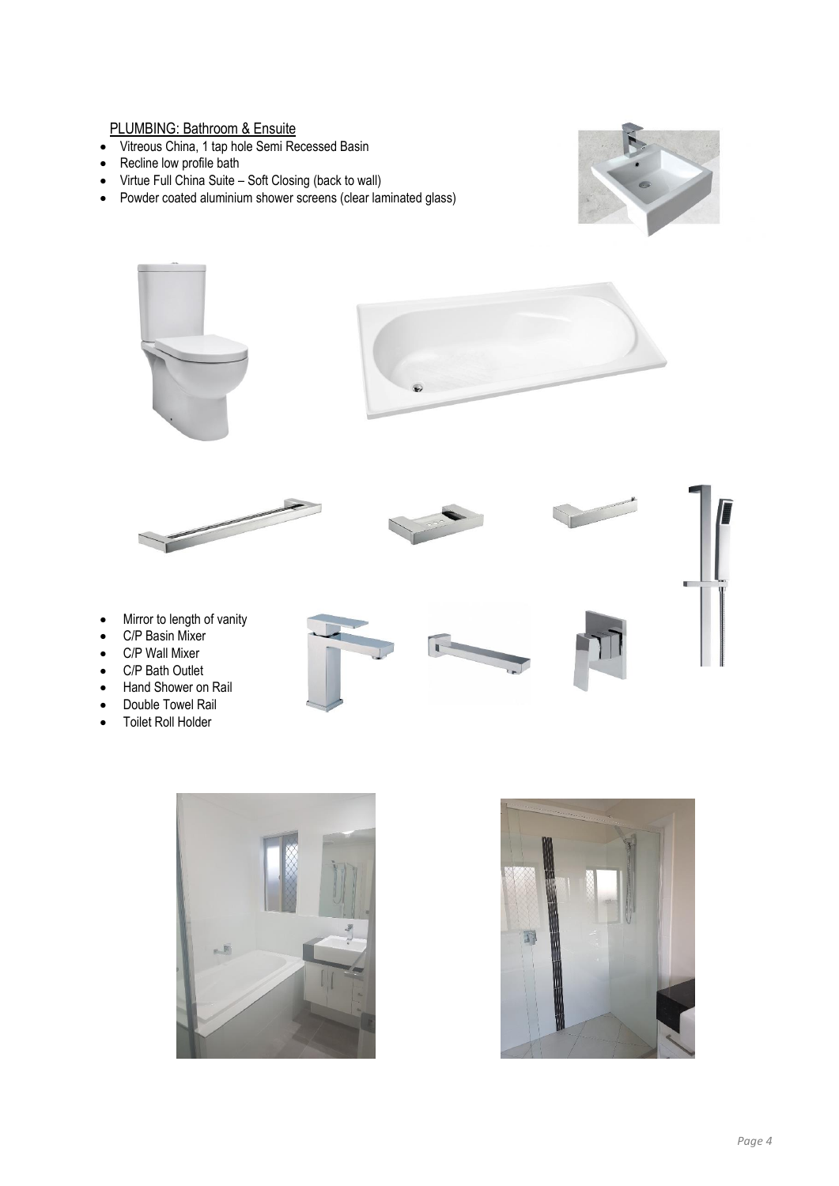PLUMBING: Bathroom & Ensuite

- Vitreous China, 1 tap hole Semi Recessed Basin
- Recline low profile bath
- Virtue Full China Suite – Soft Closing (back to wall)
- Powder coated aluminium shower screens (clear laminated glass)

- Mirror to length of vanity
- C/P Basin Mixer
- C/P Wall Mixer
- C/P Bath Outlet
- Hand Shower on Rail
- Double Towel Rail
- Toilet Roll Holder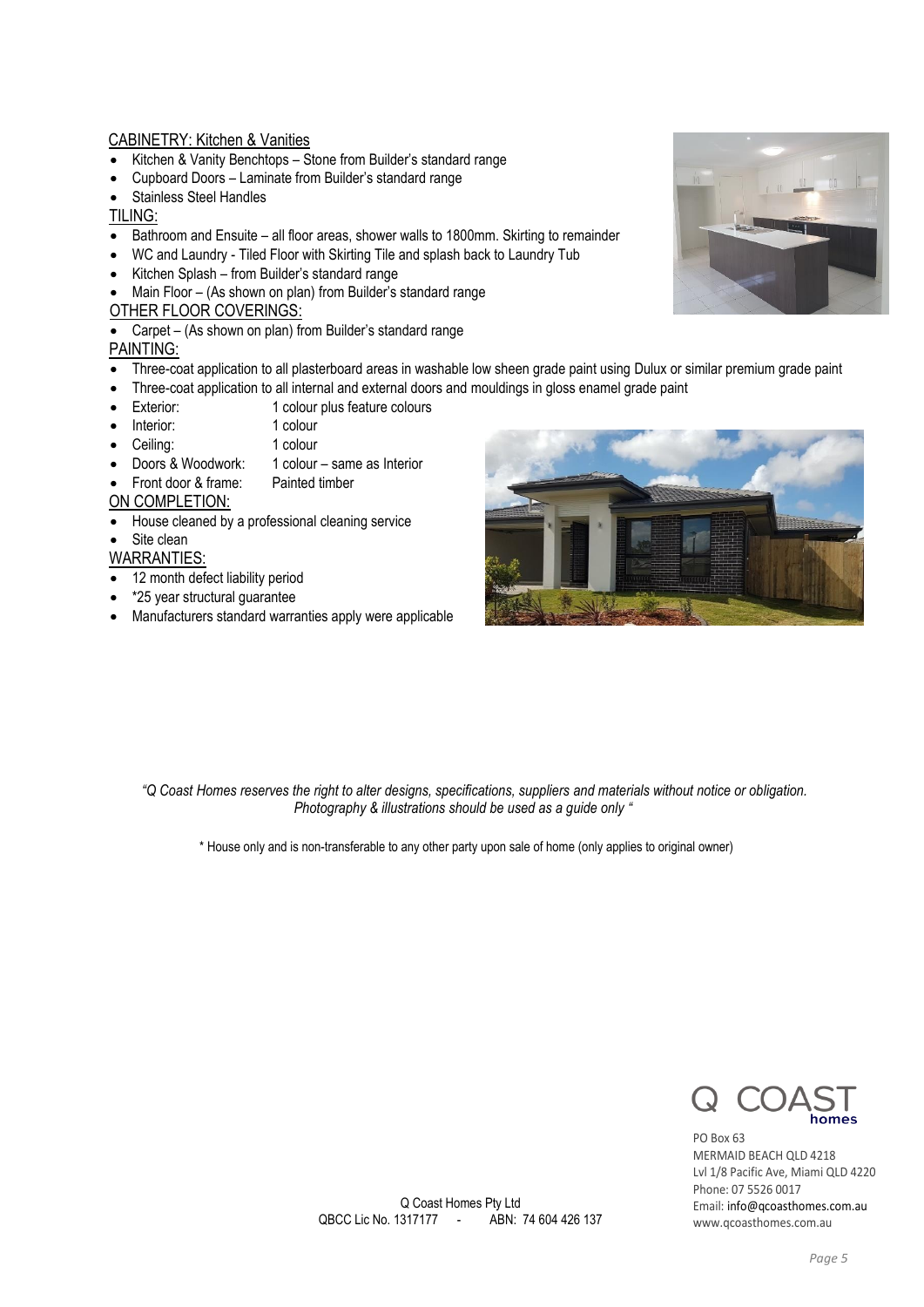## CABINETRY: Kitchen & Vanities

- Kitchen & Vanity Benchtops – Stone from Builder's standard range
- Cupboard Doors – Laminate from Builder's standard range
- Stainless Steel Handles

## TILING:

- Bathroom and Ensuite – all floor areas, shower walls to 1800mm. Skirting to remainder
- WC and Laundry - Tiled Floor with Skirting Tile and splash back to Laundry Tub
- Kitchen Splash – from Builder's standard range
- Main Floor – (As shown on plan) from Builder's standard range

## OTHER FLOOR COVERINGS:

- Carpet – (As shown on plan) from Builder's standard range

## PAINTING:

- Three-coat application to all plasterboard areas in washable low sheen grade paint using Dulux or similar premium grade paint
- Three-coat application to all internal and external doors and mouldings in gloss enamel grade paint
- Exterior: 1 colour plus feature colours
- Interior: 1 colour
- Ceiling: 1 colour
- Doors & Woodwork: 1 colour – same as Interior
- Front door & frame: Painted timber

## ON COMPLETION:

- House cleaned by a professional cleaning service
- Site clean

## WARRANTIES:

- 12 month defect liability period
- *25 year structural guarantee
- Manufacturers standard warranties apply were applicable

*"Q Coast Homes reserves the right to alter designs, specifications, suppliers and materials without notice or obligation. Photography & illustrations should be used as a guide only "*

* House only and is non-transferable to any other party upon sale of home (only applies to original owner)

Q Coast Homes Pty Ltd
QBCC Lic No. 1317177 - ABN: 74 604 426 137

Q COAST homes
PO Box 63
MERMAID BEACH QLD 4218
Lvl 1/8 Pacific Ave, Miami QLD 4220
Phone: 07 5526 0017
Email: info@qcoasthomes.com.au
www.qcoasthomes.com.au